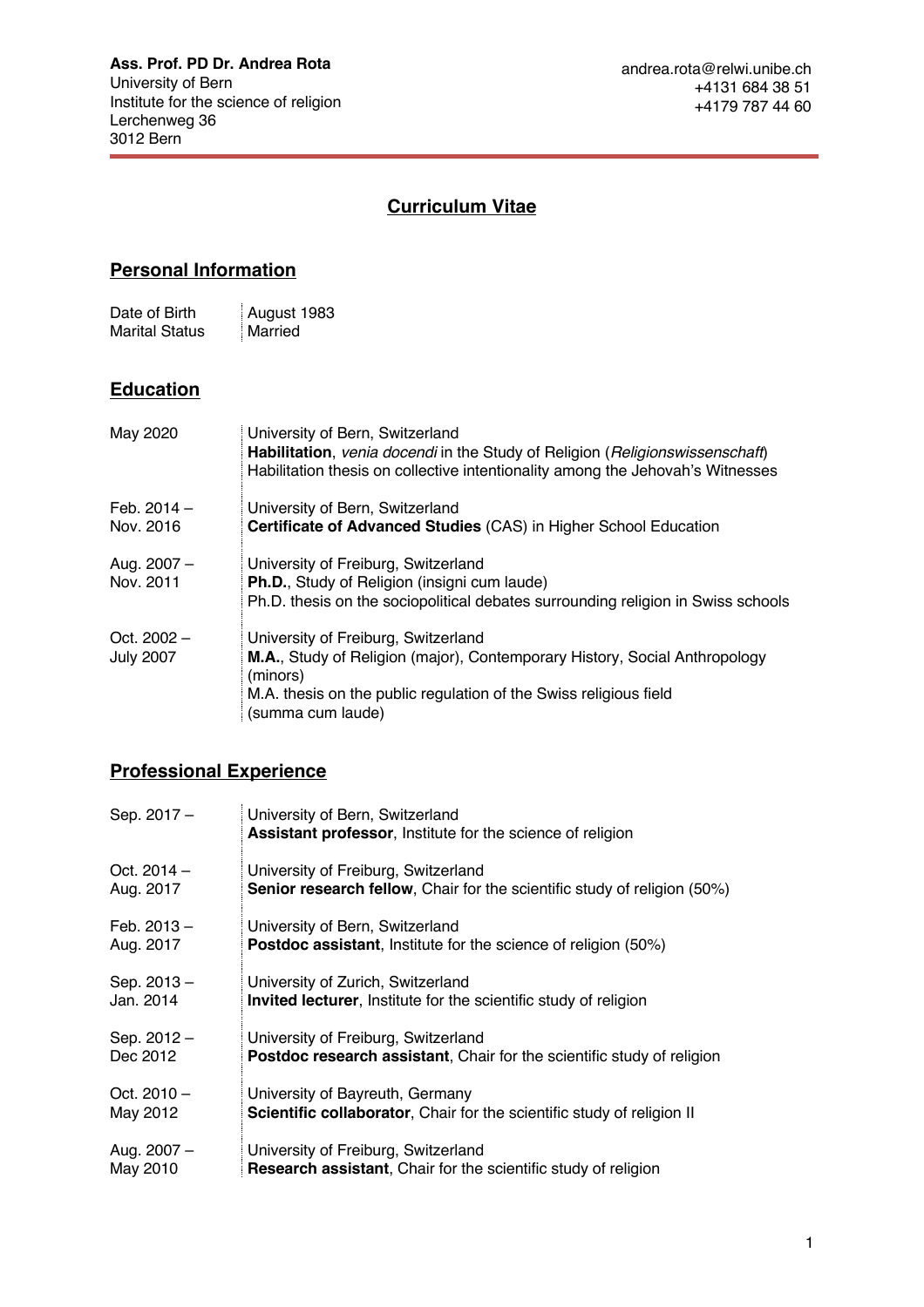**Ass. Prof. PD Dr. Andrea Rota**
University of Bern
Institute for the science of religion
Lerchenweg 36
3012 Bern

andrea.rota@relwi.unibe.ch
+4131 684 38 51
+4179 787 44 60

# Curriculum Vitae

## Personal Information

| | |
|---|---|
| Date of Birth | August 1983 |
| Marital Status | Married |

## Education

| | |
|---|---|
| May 2020 | University of Bern, Switzerland<br>**Habilitation**, *venia docendi* in the Study of Religion (*Religionswissenschaft*)<br>Habilitation thesis on collective intentionality among the Jehovah's Witnesses |
| Feb. 2014 – Nov. 2016 | University of Bern, Switzerland<br>**Certificate of Advanced Studies** (CAS) in Higher School Education |
| Aug. 2007 – Nov. 2011 | University of Freiburg, Switzerland<br>**Ph.D.**, Study of Religion (insigni cum laude)<br>Ph.D. thesis on the sociopolitical debates surrounding religion in Swiss schools |
| Oct. 2002 – July 2007 | University of Freiburg, Switzerland<br>**M.A.**, Study of Religion (major), Contemporary History, Social Anthropology (minors)<br>M.A. thesis on the public regulation of the Swiss religious field (summa cum laude) |

## Professional Experience

| | |
|---|---|
| Sep. 2017 – | University of Bern, Switzerland<br>**Assistant professor**, Institute for the science of religion |
| Oct. 2014 – Aug. 2017 | University of Freiburg, Switzerland<br>**Senior research fellow**, Chair for the scientific study of religion (50%) |
| Feb. 2013 – Aug. 2017 | University of Bern, Switzerland<br>**Postdoc assistant**, Institute for the science of religion (50%) |
| Sep. 2013 – Jan. 2014 | University of Zurich, Switzerland<br>**Invited lecturer**, Institute for the scientific study of religion |
| Sep. 2012 – Dec 2012 | University of Freiburg, Switzerland<br>**Postdoc research assistant**, Chair for the scientific study of religion |
| Oct. 2010 – May 2012 | University of Bayreuth, Germany<br>**Scientific collaborator**, Chair for the scientific study of religion II |
| Aug. 2007 – May 2010 | University of Freiburg, Switzerland<br>**Research assistant**, Chair for the scientific study of religion |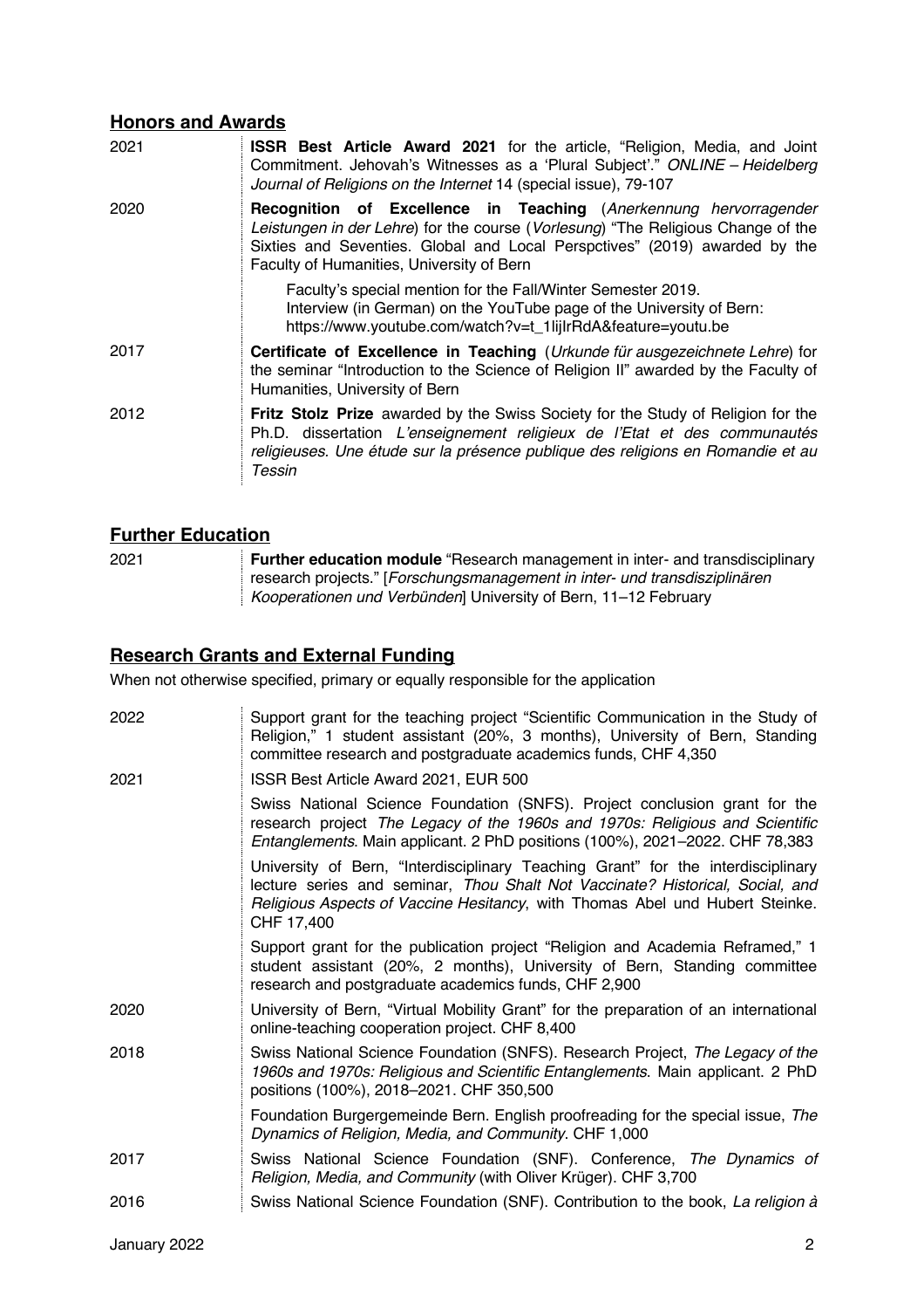## Honors and Awards

2021 **ISSR Best Article Award 2021** for the article, "Religion, Media, and Joint Commitment. Jehovah's Witnesses as a 'Plural Subject'." *ONLINE – Heidelberg Journal of Religions on the Internet* 14 (special issue), 79-107

2020 **Recognition of Excellence in Teaching** (*Anerkennung hervorragender Leistungen in der Lehre*) for the course (*Vorlesung*) "The Religious Change of the Sixties and Seventies. Global and Local Perspctives" (2019) awarded by the Faculty of Humanities, University of Bern

Faculty's special mention for the Fall/Winter Semester 2019.
Interview (in German) on the YouTube page of the University of Bern: https://www.youtube.com/watch?v=t_1lijIrRdA&feature=youtu.be

2017 **Certificate of Excellence in Teaching** (*Urkunde für ausgezeichnete Lehre*) for the seminar "Introduction to the Science of Religion II" awarded by the Faculty of Humanities, University of Bern

2012 **Fritz Stolz Prize** awarded by the Swiss Society for the Study of Religion for the Ph.D. dissertation *L'enseignement religieux de l'Etat et des communautés religieuses. Une étude sur la présence publique des religions en Romandie et au Tessin*

## Further Education

2021 **Further education module** "Research management in inter- and transdisciplinary research projects." [*Forschungsmanagement in inter- und transdisziplinären Kooperationen und Verbünden*] University of Bern, 11–12 February

## Research Grants and External Funding

When not otherwise specified, primary or equally responsible for the application

2022 Support grant for the teaching project "Scientific Communication in the Study of Religion," 1 student assistant (20%, 3 months), University of Bern, Standing committee research and postgraduate academics funds, CHF 4,350

2021 ISSR Best Article Award 2021, EUR 500

Swiss National Science Foundation (SNFS). Project conclusion grant for the research project *The Legacy of the 1960s and 1970s: Religious and Scientific Entanglements*. Main applicant. 2 PhD positions (100%), 2021–2022. CHF 78,383

University of Bern, "Interdisciplinary Teaching Grant" for the interdisciplinary lecture series and seminar, *Thou Shalt Not Vaccinate? Historical, Social, and Religious Aspects of Vaccine Hesitancy*, with Thomas Abel und Hubert Steinke. CHF 17,400

Support grant for the publication project "Religion and Academia Reframed," 1 student assistant (20%, 2 months), University of Bern, Standing committee research and postgraduate academics funds, CHF 2,900

2020 University of Bern, "Virtual Mobility Grant" for the preparation of an international online-teaching cooperation project. CHF 8,400

2018 Swiss National Science Foundation (SNFS). Research Project, *The Legacy of the 1960s and 1970s: Religious and Scientific Entanglements*. Main applicant. 2 PhD positions (100%), 2018–2021. CHF 350,500

Foundation Burgergemeinde Bern. English proofreading for the special issue, *The Dynamics of Religion, Media, and Community*. CHF 1,000

2017 Swiss National Science Foundation (SNF). Conference, *The Dynamics of Religion, Media, and Community* (with Oliver Krüger). CHF 3,700

2016 Swiss National Science Foundation (SNF). Contribution to the book, *La religion à*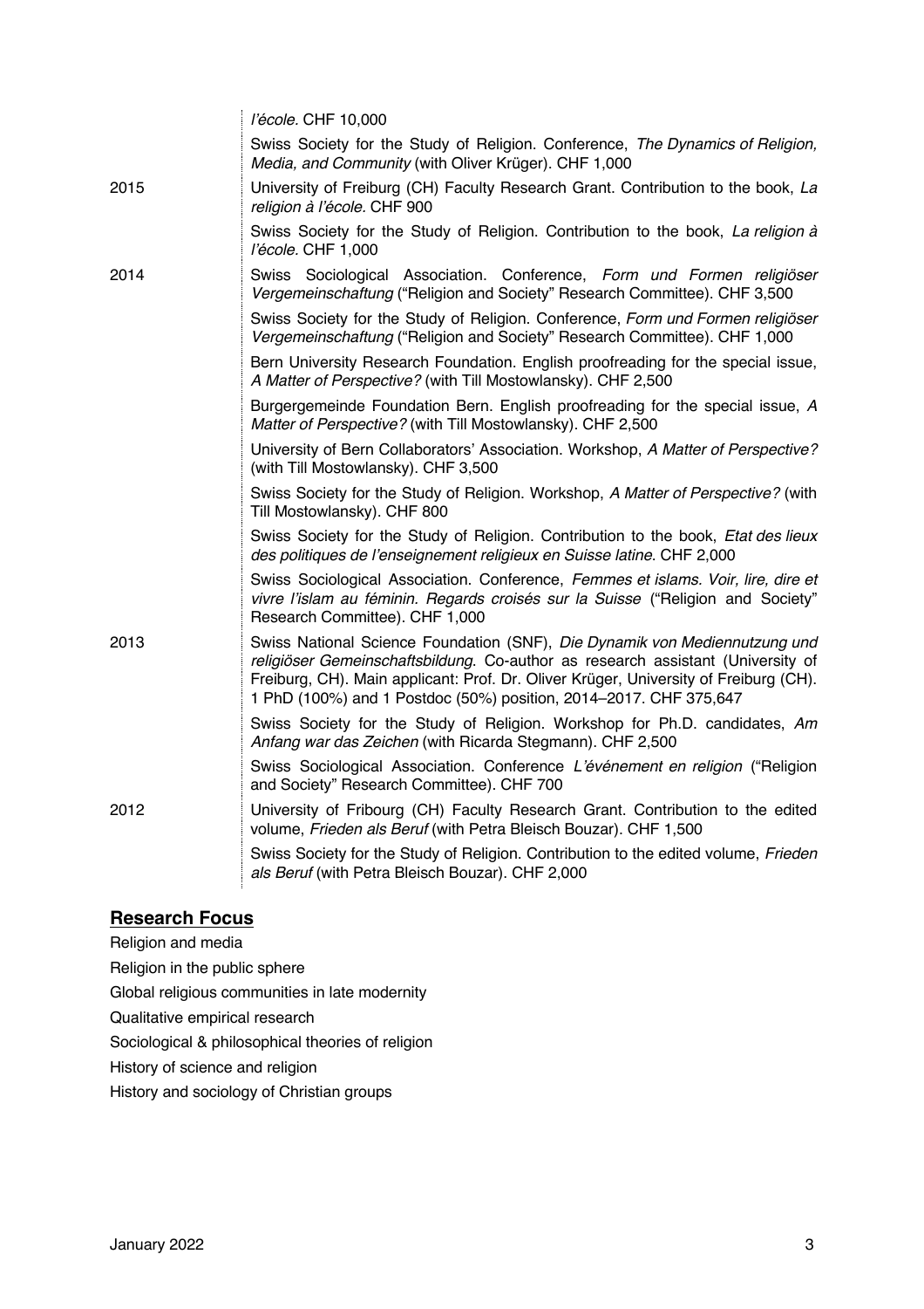| | |
|---|---|
| | *l'école*. CHF 10,000 |
| | Swiss Society for the Study of Religion. Conference, *The Dynamics of Religion, Media, and Community* (with Oliver Krüger). CHF 1,000 |
| 2015 | University of Freiburg (CH) Faculty Research Grant. Contribution to the book, *La religion à l'école.* CHF 900 |
| | Swiss Society for the Study of Religion. Contribution to the book, *La religion à l'école*. CHF 1,000 |
| 2014 | Swiss Sociological Association. Conference, *Form und Formen religiöser Vergemeinschaftung* ("Religion and Society" Research Committee). CHF 3,500 |
| | Swiss Society for the Study of Religion. Conference, *Form und Formen religiöser Vergemeinschaftung* ("Religion and Society" Research Committee). CHF 1,000 |
| | Bern University Research Foundation. English proofreading for the special issue, *A Matter of Perspective?* (with Till Mostowlansky). CHF 2,500 |
| | Burgergemeinde Foundation Bern. English proofreading for the special issue, *A Matter of Perspective?* (with Till Mostowlansky). CHF 2,500 |
| | University of Bern Collaborators' Association. Workshop, *A Matter of Perspective?* (with Till Mostowlansky). CHF 3,500 |
| | Swiss Society for the Study of Religion. Workshop, *A Matter of Perspective?* (with Till Mostowlansky). CHF 800 |
| | Swiss Society for the Study of Religion. Contribution to the book, *Etat des lieux des politiques de l'enseignement religieux en Suisse latine*. CHF 2,000 |
| | Swiss Sociological Association. Conference, *Femmes et islams. Voir, lire, dire et vivre l'islam au féminin. Regards croisés sur la Suisse* ("Religion and Society" Research Committee). CHF 1,000 |
| 2013 | Swiss National Science Foundation (SNF), *Die Dynamik von Mediennutzung und religiöser Gemeinschaftsbildung*. Co-author as research assistant (University of Freiburg, CH). Main applicant: Prof. Dr. Oliver Krüger, University of Freiburg (CH). 1 PhD (100%) and 1 Postdoc (50%) position, 2014–2017. CHF 375,647 |
| | Swiss Society for the Study of Religion. Workshop for Ph.D. candidates, *Am Anfang war das Zeichen* (with Ricarda Stegmann). CHF 2,500 |
| | Swiss Sociological Association. Conference *L'événement en religion* ("Religion and Society" Research Committee). CHF 700 |
| 2012 | University of Fribourg (CH) Faculty Research Grant. Contribution to the edited volume, *Frieden als Beruf* (with Petra Bleisch Bouzar). CHF 1,500 |
| | Swiss Society for the Study of Religion. Contribution to the edited volume, *Frieden als Beruf* (with Petra Bleisch Bouzar). CHF 2,000 |

## Research Focus

Religion and media

Religion in the public sphere

Global religious communities in late modernity

Qualitative empirical research

Sociological & philosophical theories of religion

History of science and religion

History and sociology of Christian groups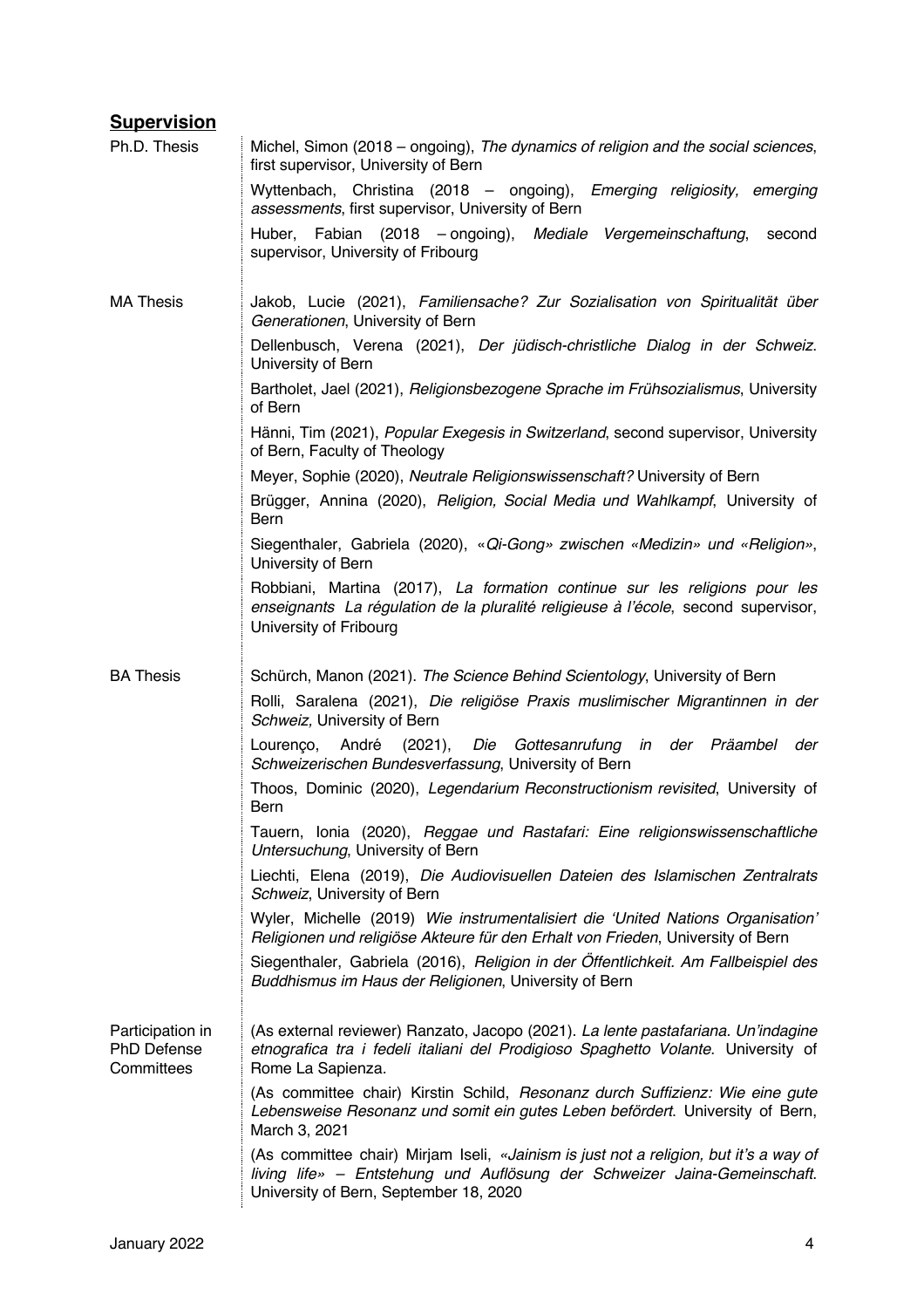## Supervision

### Ph.D. Thesis

Michel, Simon (2018 – ongoing), *The dynamics of religion and the social sciences*, first supervisor, University of Bern

Wyttenbach, Christina (2018 – ongoing), *Emerging religiosity, emerging assessments*, first supervisor, University of Bern

Huber, Fabian (2018 – ongoing), *Mediale Vergemeinschaftung*, second supervisor, University of Fribourg

### MA Thesis

Jakob, Lucie (2021), *Familiensache? Zur Sozialisation von Spiritualität über Generationen*, University of Bern

Dellenbusch, Verena (2021), *Der jüdisch-christliche Dialog in der Schweiz*. University of Bern

Bartholet, Jael (2021), *Religionsbezogene Sprache im Frühsozialismus*, University of Bern

Hänni, Tim (2021), *Popular Exegesis in Switzerland*, second supervisor, University of Bern, Faculty of Theology

Meyer, Sophie (2020), *Neutrale Religionswissenschaft?* University of Bern

Brügger, Annina (2020), *Religion, Social Media und Wahlkampf*, University of Bern

Siegenthaler, Gabriela (2020), *«Qi-Gong» zwischen «Medizin» und «Religion»*, University of Bern

Robbiani, Martina (2017), *La formation continue sur les religions pour les enseignants La régulation de la pluralité religieuse à l'école*, second supervisor, University of Fribourg

### BA Thesis

Schürch, Manon (2021). *The Science Behind Scientology*, University of Bern

Rolli, Saralena (2021), *Die religiöse Praxis muslimischer Migrantinnen in der Schweiz,* University of Bern

Lourenço, André (2021), *Die Gottesanrufung in der Präambel der Schweizerischen Bundesverfassung*, University of Bern

Thoos, Dominic (2020), *Legendarium Reconstructionism revisited*, University of Bern

Tauern, Ionia (2020), *Reggae und Rastafari: Eine religionswissenschaftliche Untersuchung*, University of Bern

Liechti, Elena (2019), *Die Audiovisuellen Dateien des Islamischen Zentralrats Schweiz*, University of Bern

Wyler, Michelle (2019) *Wie instrumentalisiert die 'United Nations Organisation' Religionen und religiöse Akteure für den Erhalt von Frieden*, University of Bern

Siegenthaler, Gabriela (2016), *Religion in der Öffentlichkeit. Am Fallbeispiel des Buddhismus im Haus der Religionen*, University of Bern

### Participation in PhD Defense Committees

(As external reviewer) Ranzato, Jacopo (2021). *La lente pastafariana. Un'indagine etnografica tra i fedeli italiani del Prodigioso Spaghetto Volante*. University of Rome La Sapienza.

(As committee chair) Kirstin Schild, *Resonanz durch Suffizienz: Wie eine gute Lebensweise Resonanz und somit ein gutes Leben befördert*. University of Bern, March 3, 2021

(As committee chair) Mirjam Iseli, *«Jainism is just not a religion, but it's a way of living life» – Entstehung und Auflösung der Schweizer Jaina-Gemeinschaft*. University of Bern, September 18, 2020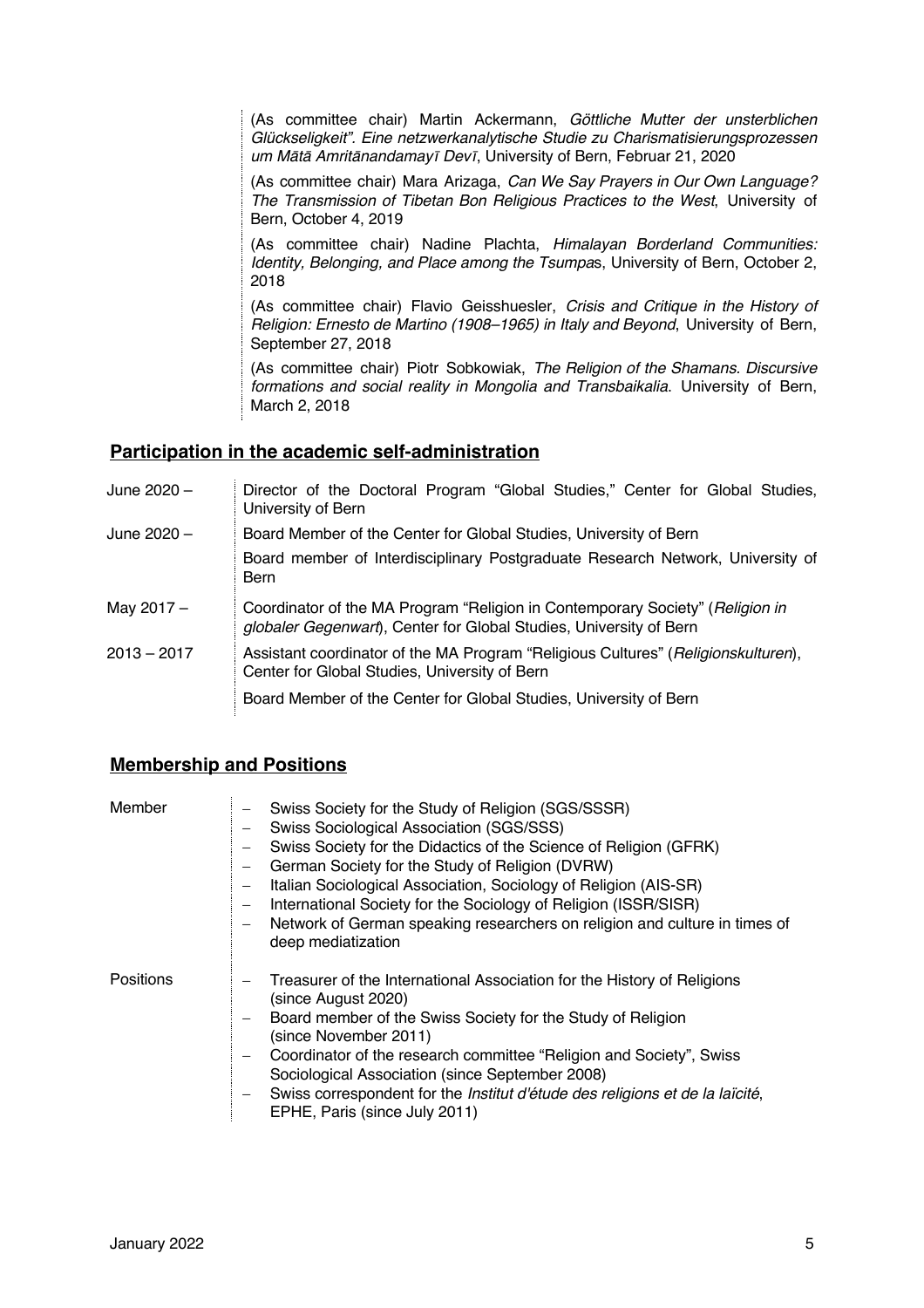(As committee chair) Martin Ackermann, *Göttliche Mutter der unsterblichen Glückseligkeit". Eine netzwerkanalytische Studie zu Charismatisierungsprozessen um Mātā Amritānandamayī Devī*, University of Bern, Februar 21, 2020

(As committee chair) Mara Arizaga, *Can We Say Prayers in Our Own Language? The Transmission of Tibetan Bon Religious Practices to the West*, University of Bern, October 4, 2019

(As committee chair) Nadine Plachta, *Himalayan Borderland Communities: Identity, Belonging, and Place among the Tsumpa*s, University of Bern, October 2, 2018

(As committee chair) Flavio Geisshuesler, *Crisis and Critique in the History of Religion: Ernesto de Martino (1908–1965) in Italy and Beyond*, University of Bern, September 27, 2018

(As committee chair) Piotr Sobkowiak, *The Religion of the Shamans. Discursive formations and social reality in Mongolia and Transbaikalia*. University of Bern, March 2, 2018

## Participation in the academic self-administration

| | |
|---|---|
| June 2020 – | Director of the Doctoral Program "Global Studies," Center for Global Studies, University of Bern |
| June 2020 – | Board Member of the Center for Global Studies, University of Bern |
| | Board member of Interdisciplinary Postgraduate Research Network, University of Bern |
| May 2017 – | Coordinator of the MA Program "Religion in Contemporary Society" (*Religion in globaler Gegenwart*), Center for Global Studies, University of Bern |
| 2013 – 2017 | Assistant coordinator of the MA Program "Religious Cultures" (*Religionskulturen*), Center for Global Studies, University of Bern |
| | Board Member of the Center for Global Studies, University of Bern |

## Membership and Positions

**Member**

- Swiss Society for the Study of Religion (SGS/SSSR)
- Swiss Sociological Association (SGS/SSS)
- Swiss Society for the Didactics of the Science of Religion (GFRK)
- German Society for the Study of Religion (DVRW)
- Italian Sociological Association, Sociology of Religion (AIS-SR)
- International Society for the Sociology of Religion (ISSR/SISR)
- Network of German speaking researchers on religion and culture in times of deep mediatization

**Positions**

- Treasurer of the International Association for the History of Religions (since August 2020)
- Board member of the Swiss Society for the Study of Religion (since November 2011)
- Coordinator of the research committee "Religion and Society", Swiss Sociological Association (since September 2008)
- Swiss correspondent for the *Institut d'étude des religions et de la laïcité*, EPHE, Paris (since July 2011)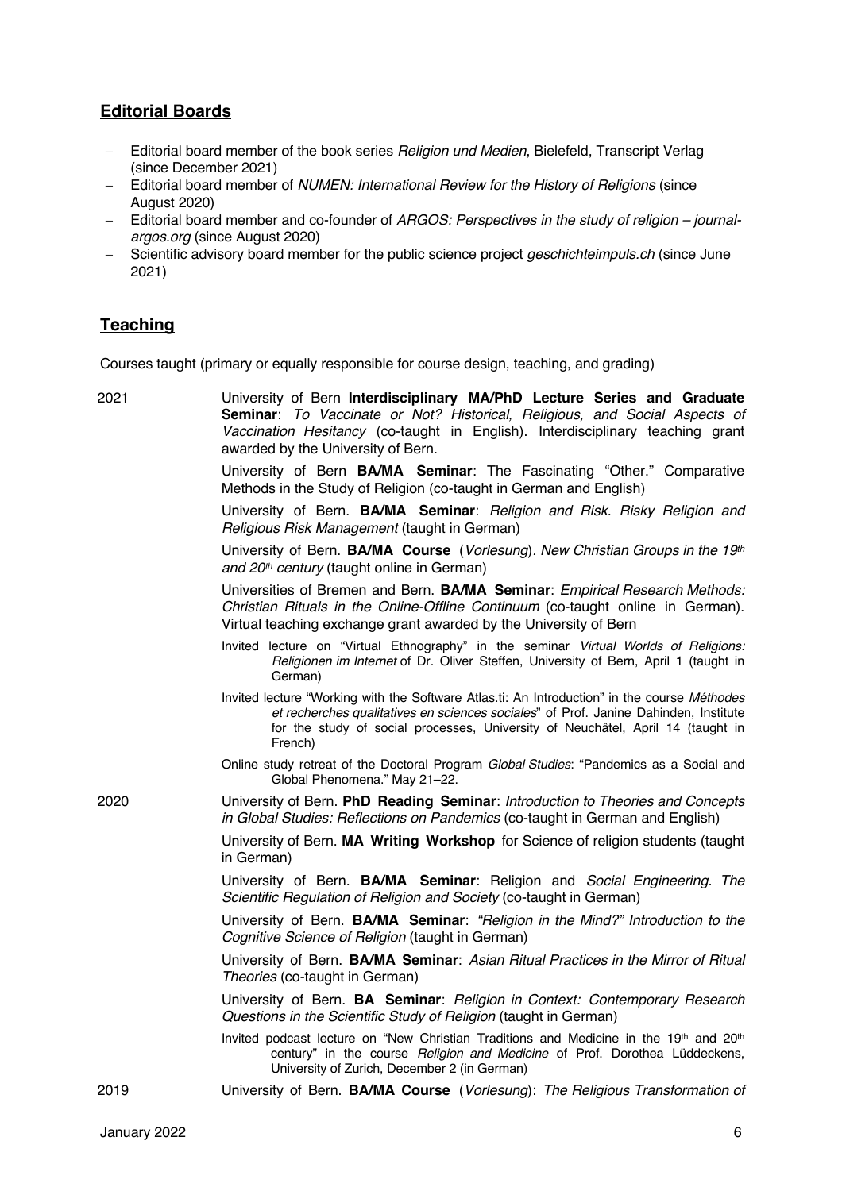## Editorial Boards

- Editorial board member of the book series *Religion und Medien*, Bielefeld, Transcript Verlag (since December 2021)
- Editorial board member of *NUMEN: International Review for the History of Religions* (since August 2020)
- Editorial board member and co-founder of *ARGOS: Perspectives in the study of religion – journal-argos.org* (since August 2020)
- Scientific advisory board member for the public science project *geschichteimpuls.ch* (since June 2021)

## Teaching

Courses taught (primary or equally responsible for course design, teaching, and grading)

**2021**

- University of Bern **Interdisciplinary MA/PhD Lecture Series and Graduate Seminar**: *To Vaccinate or Not? Historical, Religious, and Social Aspects of Vaccination Hesitancy* (co-taught in English). Interdisciplinary teaching grant awarded by the University of Bern.
- University of Bern **BA/MA Seminar**: The Fascinating "Other." Comparative Methods in the Study of Religion (co-taught in German and English)
- University of Bern. **BA/MA Seminar**: *Religion and Risk. Risky Religion and Religious Risk Management* (taught in German)
- University of Bern. **BA/MA Course** (*Vorlesung*). *New Christian Groups in the 19th and 20th century* (taught online in German)
- Universities of Bremen and Bern. **BA/MA Seminar**: *Empirical Research Methods: Christian Rituals in the Online-Offline Continuum* (co-taught online in German). Virtual teaching exchange grant awarded by the University of Bern
- Invited lecture on "Virtual Ethnography" in the seminar *Virtual Worlds of Religions: Religionen im Internet* of Dr. Oliver Steffen, University of Bern, April 1 (taught in German)
- Invited lecture "Working with the Software Atlas.ti: An Introduction" in the course *Méthodes et recherches qualitatives en sciences sociales*" of Prof. Janine Dahinden, Institute for the study of social processes, University of Neuchâtel, April 14 (taught in French)
- Online study retreat of the Doctoral Program *Global Studies*: "Pandemics as a Social and Global Phenomena." May 21–22.

**2020**

- University of Bern. **PhD Reading Seminar**: *Introduction to Theories and Concepts in Global Studies: Reflections on Pandemics* (co-taught in German and English)
- University of Bern. **MA Writing Workshop** for Science of religion students (taught in German)
- University of Bern. **BA/MA Seminar**: Religion and *Social Engineering. The Scientific Regulation of Religion and Society* (co-taught in German)
- University of Bern. **BA/MA Seminar**: *"Religion in the Mind?" Introduction to the Cognitive Science of Religion* (taught in German)
- University of Bern. **BA/MA Seminar**: *Asian Ritual Practices in the Mirror of Ritual Theories* (co-taught in German)
- University of Bern. **BA Seminar**: *Religion in Context: Contemporary Research Questions in the Scientific Study of Religion* (taught in German)
- Invited podcast lecture on "New Christian Traditions and Medicine in the 19th and 20th century" in the course *Religion and Medicine* of Prof. Dorothea Lüddeckens, University of Zurich, December 2 (in German)

**2019**

- University of Bern. **BA/MA Course** (*Vorlesung*): *The Religious Transformation of*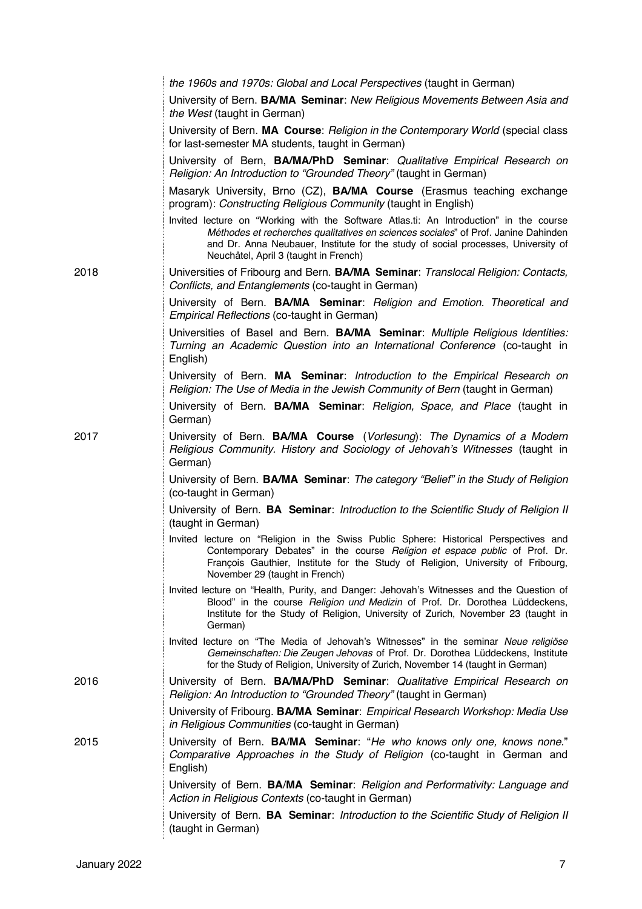*the 1960s and 1970s: Global and Local Perspectives* (taught in German)

University of Bern. **BA/MA Seminar**: *New Religious Movements Between Asia and the West* (taught in German)

University of Bern. **MA Course**: *Religion in the Contemporary World* (special class for last-semester MA students, taught in German)

University of Bern, **BA/MA/PhD Seminar**: *Qualitative Empirical Research on Religion: An Introduction to "Grounded Theory"* (taught in German)

Masaryk University, Brno (CZ), **BA/MA Course** (Erasmus teaching exchange program): *Constructing Religious Community* (taught in English)

Invited lecture on "Working with the Software Atlas.ti: An Introduction" in the course *Méthodes et recherches qualitatives en sciences sociales*" of Prof. Janine Dahinden and Dr. Anna Neubauer, Institute for the study of social processes, University of Neuchâtel, April 3 (taught in French)

**2018**

Universities of Fribourg and Bern. **BA/MA Seminar**: *Translocal Religion: Contacts, Conflicts, and Entanglements* (co-taught in German)

University of Bern. **BA/MA Seminar**: *Religion and Emotion. Theoretical and Empirical Reflections* (co-taught in German)

Universities of Basel and Bern. **BA/MA Seminar**: *Multiple Religious Identities: Turning an Academic Question into an International Conference* (co-taught in English)

University of Bern. **MA Seminar**: *Introduction to the Empirical Research on Religion: The Use of Media in the Jewish Community of Bern* (taught in German)

University of Bern. **BA/MA Seminar**: *Religion, Space, and Place* (taught in German)

**2017**

University of Bern. **BA/MA Course** (*Vorlesung*): *The Dynamics of a Modern Religious Community. History and Sociology of Jehovah's Witnesses* (taught in German)

University of Bern. **BA/MA Seminar**: *The category "Belief" in the Study of Religion* (co-taught in German)

University of Bern. **BA Seminar**: *Introduction to the Scientific Study of Religion II* (taught in German)

Invited lecture on "Religion in the Swiss Public Sphere: Historical Perspectives and Contemporary Debates" in the course *Religion et espace public* of Prof. Dr. François Gauthier, Institute for the Study of Religion, University of Fribourg, November 29 (taught in French)

Invited lecture on "Health, Purity, and Danger: Jehovah's Witnesses and the Question of Blood" in the course *Religion und Medizin* of Prof. Dr. Dorothea Lüddeckens, Institute for the Study of Religion, University of Zurich, November 23 (taught in German)

Invited lecture on "The Media of Jehovah's Witnesses" in the seminar *Neue religiöse Gemeinschaften: Die Zeugen Jehovas* of Prof. Dr. Dorothea Lüddeckens, Institute for the Study of Religion, University of Zurich, November 14 (taught in German)

**2016**

University of Bern. **BA/MA/PhD Seminar**: *Qualitative Empirical Research on Religion: An Introduction to "Grounded Theory"* (taught in German)

University of Fribourg. **BA/MA Seminar**: *Empirical Research Workshop: Media Use in Religious Communities* (co-taught in German)

**2015**

University of Bern. **BA/MA Seminar**: "*He who knows only one, knows none.*" *Comparative Approaches in the Study of Religion* (co-taught in German and English)

University of Bern. **BA/MA Seminar**: *Religion and Performativity: Language and Action in Religious Contexts* (co-taught in German)

University of Bern. **BA Seminar**: *Introduction to the Scientific Study of Religion II* (taught in German)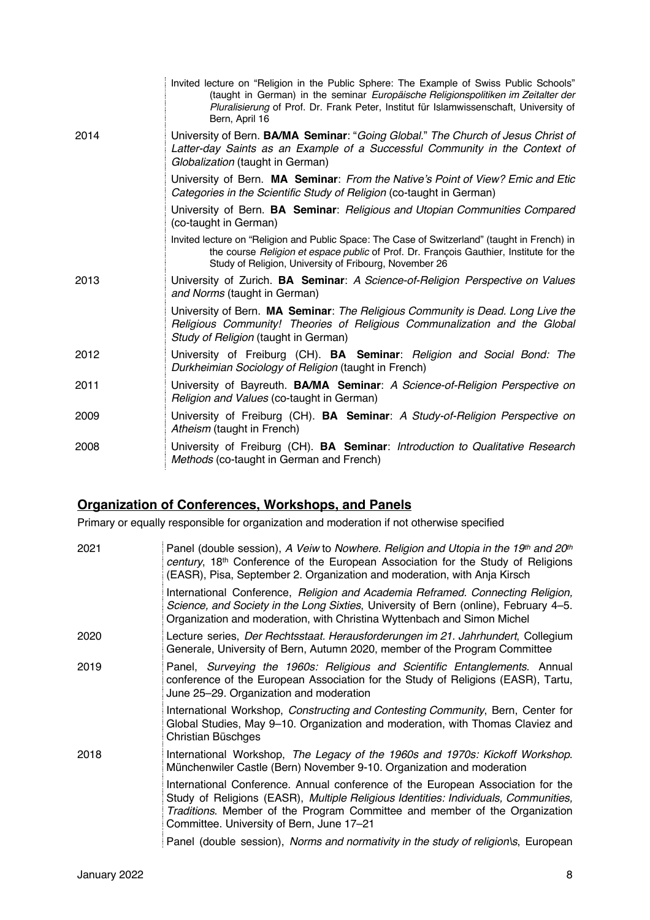| | |
|---|---|
| | Invited lecture on "Religion in the Public Sphere: The Example of Swiss Public Schools" (taught in German) in the seminar *Europäische Religionspolitiken im Zeitalter der Pluralisierung* of Prof. Dr. Frank Peter, Institut für Islamwissenschaft, University of Bern, April 16 |
| 2014 | University of Bern. **BA/MA Seminar**: "*Going Global.*" *The Church of Jesus Christ of Latter-day Saints as an Example of a Successful Community in the Context of Globalization* (taught in German) |
| | University of Bern. **MA Seminar**: *From the Native's Point of View? Emic and Etic Categories in the Scientific Study of Religion* (co-taught in German) |
| | University of Bern. **BA Seminar**: *Religious and Utopian Communities Compared* (co-taught in German) |
| | Invited lecture on "Religion and Public Space: The Case of Switzerland" (taught in French) in the course *Religion et espace public* of Prof. Dr. François Gauthier, Institute for the Study of Religion, University of Fribourg, November 26 |
| 2013 | University of Zurich. **BA Seminar**: *A Science-of-Religion Perspective on Values and Norms* (taught in German) |
| | University of Bern. **MA Seminar**: *The Religious Community is Dead. Long Live the Religious Community! Theories of Religious Communalization and the Global Study of Religion* (taught in German) |
| 2012 | University of Freiburg (CH). **BA Seminar**: *Religion and Social Bond: The Durkheimian Sociology of Religion* (taught in French) |
| 2011 | University of Bayreuth. **BA/MA Seminar**: *A Science-of-Religion Perspective on Religion and Values* (co-taught in German) |
| 2009 | University of Freiburg (CH). **BA Seminar**: *A Study-of-Religion Perspective on Atheism* (taught in French) |
| 2008 | University of Freiburg (CH). **BA Seminar**: *Introduction to Qualitative Research Methods* (co-taught in German and French) |

## Organization of Conferences, Workshops, and Panels

Primary or equally responsible for organization and moderation if not otherwise specified

| | |
|---|---|
| 2021 | Panel (double session), *A Veiw to Nowhere. Religion and Utopia in the 19th and 20th century*, 18th Conference of the European Association for the Study of Religions (EASR), Pisa, September 2. Organization and moderation, with Anja Kirsch |
| | International Conference, *Religion and Academia Reframed. Connecting Religion, Science, and Society in the Long Sixties*, University of Bern (online), February 4–5. Organization and moderation, with Christina Wyttenbach and Simon Michel |
| 2020 | Lecture series, *Der Rechtsstaat. Herausforderungen im 21. Jahrhundert*, Collegium Generale, University of Bern, Autumn 2020, member of the Program Committee |
| 2019 | Panel, *Surveying the 1960s: Religious and Scientific Entanglements*. Annual conference of the European Association for the Study of Religions (EASR), Tartu, June 25–29. Organization and moderation |
| | International Workshop, *Constructing and Contesting Community*, Bern, Center for Global Studies, May 9–10. Organization and moderation, with Thomas Claviez and Christian Büschges |
| 2018 | International Workshop, *The Legacy of the 1960s and 1970s: Kickoff Workshop*. Münchenwiler Castle (Bern) November 9-10. Organization and moderation |
| | International Conference. Annual conference of the European Association for the Study of Religions (EASR), *Multiple Religious Identities: Individuals, Communities, Traditions*. Member of the Program Committee and member of the Organization Committee. University of Bern, June 17–21 |
| | Panel (double session), *Norms and normativity in the study of religion\s*, European |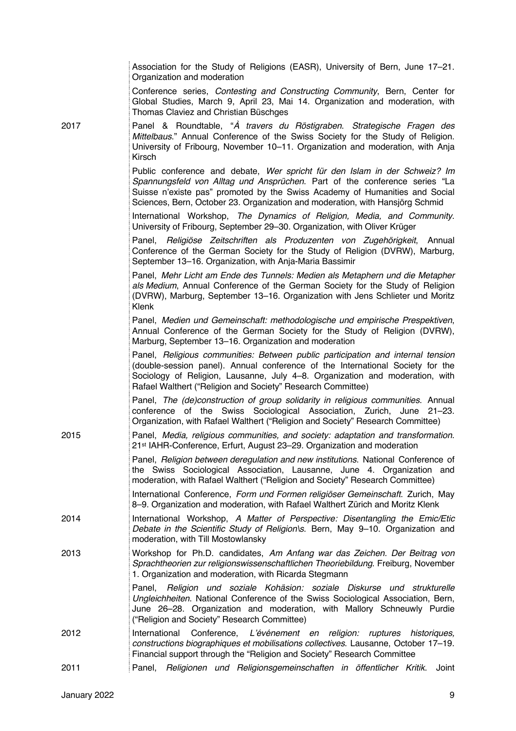| | |
|---|---|
| | Association for the Study of Religions (EASR), University of Bern, June 17–21. Organization and moderation |
| | Conference series, *Contesting and Constructing Community*, Bern, Center for Global Studies, March 9, April 23, Mai 14. Organization and moderation, with Thomas Claviez and Christian Büschges |
| 2017 | Panel & Roundtable, "*À travers du Röstigraben. Strategische Fragen des Mittelbaus.*" Annual Conference of the Swiss Society for the Study of Religion. University of Fribourg, November 10–11. Organization and moderation, with Anja Kirsch |
| | Public conference and debate, *Wer spricht für den Islam in der Schweiz? Im Spannungsfeld von Alltag und Ansprüchen*. Part of the conference series "La Suisse n'existe pas" promoted by the Swiss Academy of Humanities and Social Sciences, Bern, October 23. Organization and moderation, with Hansjörg Schmid |
| | International Workshop, *The Dynamics of Religion, Media, and Community*. University of Fribourg, September 29–30. Organization, with Oliver Krüger |
| | Panel, *Religiöse Zeitschriften als Produzenten von Zugehörigkeit*, Annual Conference of the German Society for the Study of Religion (DVRW), Marburg, September 13–16. Organization, with Anja-Maria Bassimir |
| | Panel, *Mehr Licht am Ende des Tunnels: Medien als Metaphern und die Metapher als Medium*, Annual Conference of the German Society for the Study of Religion (DVRW), Marburg, September 13–16. Organization with Jens Schlieter und Moritz Klenk |
| | Panel, *Medien und Gemeinschaft: methodologische und empirische Prespektiven*, Annual Conference of the German Society for the Study of Religion (DVRW), Marburg, September 13–16. Organization and moderation |
| | Panel, *Religious communities: Between public participation and internal tension* (double-session panel). Annual conference of the International Society for the Sociology of Religion, Lausanne, July 4–8. Organization and moderation, with Rafael Walthert ("Religion and Society" Research Committee) |
| | Panel, *The (de)construction of group solidarity in religious communities*. Annual conference of the Swiss Sociological Association, Zurich, June 21–23. Organization, with Rafael Walthert ("Religion and Society" Research Committee) |
| 2015 | Panel, *Media, religious communities, and society: adaptation and transformation*. 21st IAHR-Conference, Erfurt, August 23–29. Organization and moderation |
| | Panel, *Religion between deregulation and new institutions*. National Conference of the Swiss Sociological Association, Lausanne, June 4. Organization and moderation, with Rafael Walthert ("Religion and Society" Research Committee) |
| | International Conference, *Form und Formen religiöser Gemeinschaft*. Zurich, May 8–9. Organization and moderation, with Rafael Walthert Zürich and Moritz Klenk |
| 2014 | International Workshop, *A Matter of Perspective: Disentangling the Emic/Etic Debate in the Scientific Study of Religion\s*. Bern, May 9–10. Organization and moderation, with Till Mostowlansky |
| 2013 | Workshop for Ph.D. candidates, *Am Anfang war das Zeichen. Der Beitrag von Sprachtheorien zur religionswissenschaftlichen Theoriebildung*. Freiburg, November 1. Organization and moderation, with Ricarda Stegmann |
| | Panel, *Religion und soziale Kohäsion: soziale Diskurse und strukturelle Ungleichheiten*. National Conference of the Swiss Sociological Association, Bern, June 26–28. Organization and moderation, with Mallory Schneuwly Purdie ("Religion and Society" Research Committee) |
| 2012 | International Conference, *L'événement en religion: ruptures historiques, constructions biographiques et mobilisations collectives*. Lausanne, October 17–19. Financial support through the "Religion and Society" Research Committee |
| 2011 | Panel, *Religionen und Religionsgemeinschaften in öffentlicher Kritik*. Joint |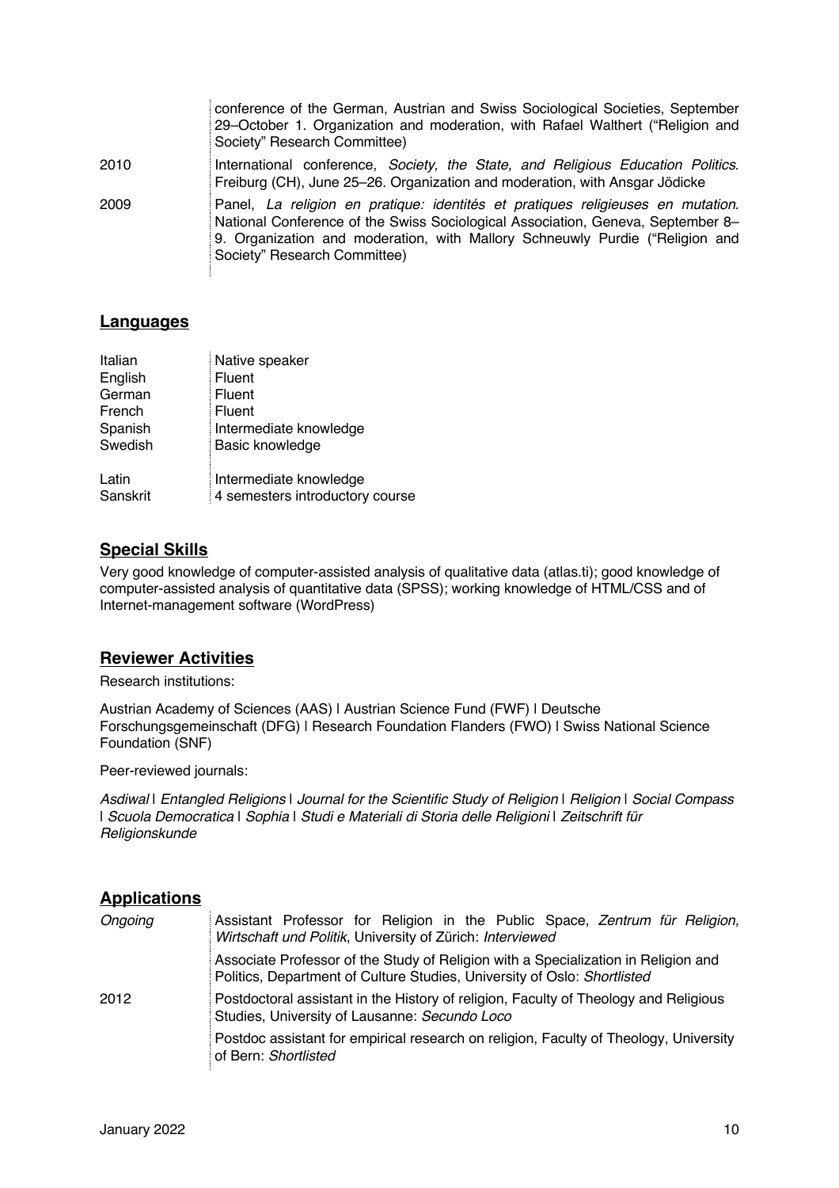| | |
|---|---|
| | conference of the German, Austrian and Swiss Sociological Societies, September 29–October 1. Organization and moderation, with Rafael Walthert ("Religion and Society" Research Committee) |
| 2010 | International conference, *Society, the State, and Religious Education Politics*. Freiburg (CH), June 25–26. Organization and moderation, with Ansgar Jödicke |
| 2009 | Panel, *La religion en pratique: identités et pratiques religieuses en mutation*. National Conference of the Swiss Sociological Association, Geneva, September 8–9. Organization and moderation, with Mallory Schneuwly Purdie ("Religion and Society" Research Committee) |

## Languages

| | |
|---|---|
| Italian | Native speaker |
| English | Fluent |
| German | Fluent |
| French | Fluent |
| Spanish | Intermediate knowledge |
| Swedish | Basic knowledge |
| Latin | Intermediate knowledge |
| Sanskrit | 4 semesters introductory course |

## Special Skills

Very good knowledge of computer-assisted analysis of qualitative data (atlas.ti); good knowledge of computer-assisted analysis of quantitative data (SPSS); working knowledge of HTML/CSS and of Internet-management software (WordPress)

## Reviewer Activities

Research institutions:

Austrian Academy of Sciences (AAS) | Austrian Science Fund (FWF) | Deutsche Forschungsgemeinschaft (DFG) | Research Foundation Flanders (FWO) | Swiss National Science Foundation (SNF)

Peer-reviewed journals:

*Asdiwal* | *Entangled Religions* | *Journal for the Scientific Study of Religion* | *Religion* | *Social Compass* | *Scuola Democratica* | *Sophia* | *Studi e Materiali di Storia delle Religioni* | *Zeitschrift für Religionskunde*

## Applications

| | |
|---|---|
| *Ongoing* | Assistant Professor for Religion in the Public Space, *Zentrum für Religion, Wirtschaft und Politik*, University of Zürich: *Interviewed* |
| | Associate Professor of the Study of Religion with a Specialization in Religion and Politics, Department of Culture Studies, University of Oslo: *Shortlisted* |
| 2012 | Postdoctoral assistant in the History of religion, Faculty of Theology and Religious Studies, University of Lausanne: *Secundo Loco* |
| | Postdoc assistant for empirical research on religion, Faculty of Theology, University of Bern: *Shortlisted* |